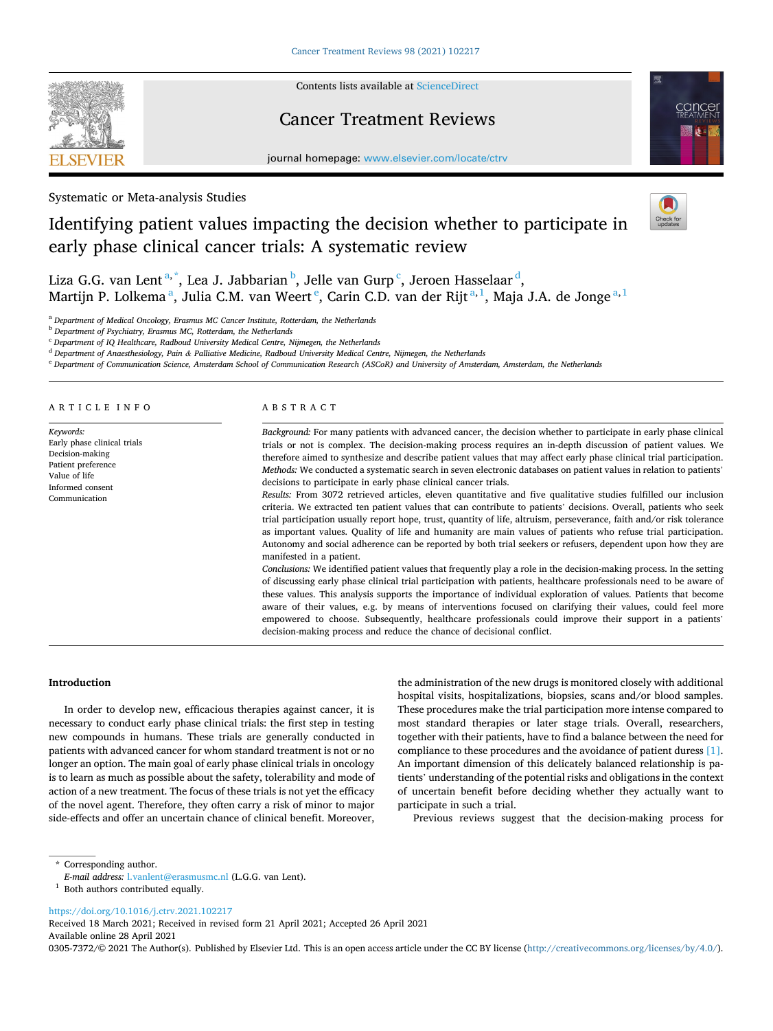Systematic or Meta-analysis Studies

# Identifying patient values impacting the decision whether to participate in early phase clinical cancer trials: A systematic review

Liza G.G. van Lent [a,*], Lea J. Jabbarian [b], Jelle van Gurp [c], Jeroen Hasselaar [d], Martijn P. Lolkema [a], Julia C.M. van Weert [e], Carin C.D. van der Rijt [a,1], Maja J.A. de Jonge [a,1]

[a] Department of Medical Oncology, Erasmus MC Cancer Institute, Rotterdam, the Netherlands
[b] Department of Psychiatry, Erasmus MC, Rotterdam, the Netherlands
[c] Department of IQ Healthcare, Radboud University Medical Centre, Nijmegen, the Netherlands
[d] Department of Anaesthesiology, Pain & Palliative Medicine, Radboud University Medical Centre, Nijmegen, the Netherlands
[e] Department of Communication Science, Amsterdam School of Communication Research (ASCoR) and University of Amsterdam, Amsterdam, the Netherlands

## ARTICLE INFO

*Keywords:*
Early phase clinical trials
Decision-making
Patient preference
Value of life
Informed consent
Communication

## ABSTRACT

*Background:* For many patients with advanced cancer, the decision whether to participate in early phase clinical trials or not is complex. The decision-making process requires an in-depth discussion of patient values. We therefore aimed to synthesize and describe patient values that may affect early phase clinical trial participation.

*Methods:* We conducted a systematic search in seven electronic databases on patient values in relation to patients' decisions to participate in early phase clinical cancer trials.

*Results:* From 3072 retrieved articles, eleven quantitative and five qualitative studies fulfilled our inclusion criteria. We extracted ten patient values that can contribute to patients' decisions. Overall, patients who seek trial participation usually report hope, trust, quantity of life, altruism, perseverance, faith and/or risk tolerance as important values. Quality of life and humanity are main values of patients who refuse trial participation. Autonomy and social adherence can be reported by both trial seekers or refusers, dependent upon how they are manifested in a patient.

*Conclusions:* We identified patient values that frequently play a role in the decision-making process. In the setting of discussing early phase clinical trial participation with patients, healthcare professionals need to be aware of these values. This analysis supports the importance of individual exploration of values. Patients that become aware of their values, e.g. by means of interventions focused on clarifying their values, could feel more empowered to choose. Subsequently, healthcare professionals could improve their support in a patients' decision-making process and reduce the chance of decisional conflict.

## Introduction

In order to develop new, efficacious therapies against cancer, it is necessary to conduct early phase clinical trials: the first step in testing new compounds in humans. These trials are generally conducted in patients with advanced cancer for whom standard treatment is not or no longer an option. The main goal of early phase clinical trials in oncology is to learn as much as possible about the safety, tolerability and mode of action of a new treatment. The focus of these trials is not yet the efficacy of the novel agent. Therefore, they often carry a risk of minor to major side-effects and offer an uncertain chance of clinical benefit. Moreover, the administration of the new drugs is monitored closely with additional hospital visits, hospitalizations, biopsies, scans and/or blood samples. These procedures make the trial participation more intense compared to most standard therapies or later stage trials. Overall, researchers, together with their patients, have to find a balance between the need for compliance to these procedures and the avoidance of patient duress [1]. An important dimension of this delicately balanced relationship is patients' understanding of the potential risks and obligations in the context of uncertain benefit before deciding whether they actually want to participate in such a trial.

Previous reviews suggest that the decision-making process for

---

* Corresponding author.
*E-mail address:* l.vanlent@erasmusmc.nl (L.G.G. van Lent).
[1] Both authors contributed equally.

https://doi.org/10.1016/j.ctrv.2021.102217
Received 18 March 2021; Received in revised form 21 April 2021; Accepted 26 April 2021
Available online 28 April 2021
0305-7372/© 2021 The Author(s). Published by Elsevier Ltd. This is an open access article under the CC BY license (http://creativecommons.org/licenses/by/4.0/).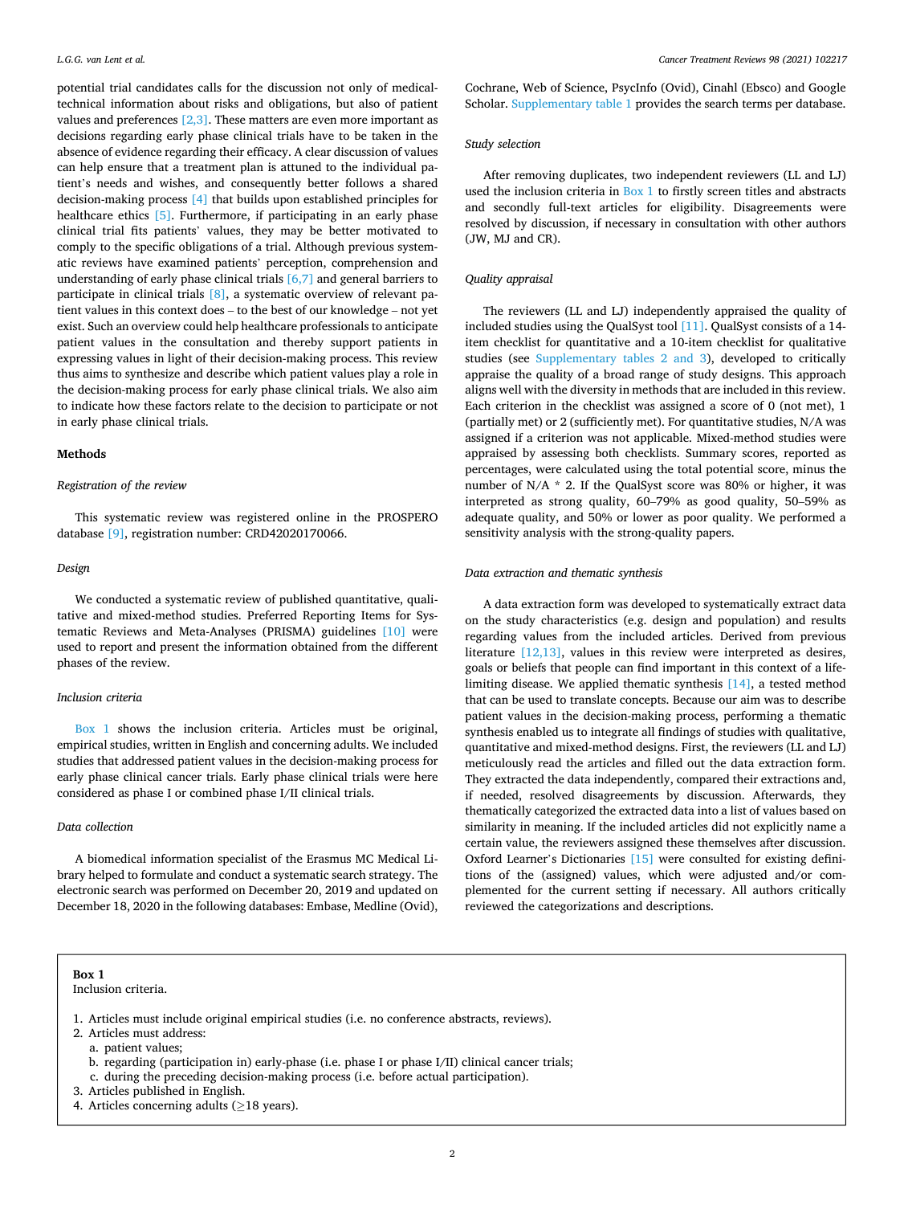potential trial candidates calls for the discussion not only of medical-technical information about risks and obligations, but also of patient values and preferences [2,3]. These matters are even more important as decisions regarding early phase clinical trials have to be taken in the absence of evidence regarding their efficacy. A clear discussion of values can help ensure that a treatment plan is attuned to the individual patient's needs and wishes, and consequently better follows a shared decision-making process [4] that builds upon established principles for healthcare ethics [5]. Furthermore, if participating in an early phase clinical trial fits patients' values, they may be better motivated to comply to the specific obligations of a trial. Although previous systematic reviews have examined patients' perception, comprehension and understanding of early phase clinical trials [6,7] and general barriers to participate in clinical trials [8], a systematic overview of relevant patient values in this context does – to the best of our knowledge – not yet exist. Such an overview could help healthcare professionals to anticipate patient values in the consultation and thereby support patients in expressing values in light of their decision-making process. This review thus aims to synthesize and describe which patient values play a role in the decision-making process for early phase clinical trials. We also aim to indicate how these factors relate to the decision to participate or not in early phase clinical trials.

## Methods

### *Registration of the review*

This systematic review was registered online in the PROSPERO database [9], registration number: CRD42020170066.

### *Design*

We conducted a systematic review of published quantitative, qualitative and mixed-method studies. Preferred Reporting Items for Systematic Reviews and Meta-Analyses (PRISMA) guidelines [10] were used to report and present the information obtained from the different phases of the review.

### *Inclusion criteria*

Box 1 shows the inclusion criteria. Articles must be original, empirical studies, written in English and concerning adults. We included studies that addressed patient values in the decision-making process for early phase clinical cancer trials. Early phase clinical trials were here considered as phase I or combined phase I/II clinical trials.

### *Data collection*

A biomedical information specialist of the Erasmus MC Medical Library helped to formulate and conduct a systematic search strategy. The electronic search was performed on December 20, 2019 and updated on December 18, 2020 in the following databases: Embase, Medline (Ovid), Cochrane, Web of Science, PsycInfo (Ovid), Cinahl (Ebsco) and Google Scholar. Supplementary table 1 provides the search terms per database.

### *Study selection*

After removing duplicates, two independent reviewers (LL and LJ) used the inclusion criteria in Box 1 to firstly screen titles and abstracts and secondly full-text articles for eligibility. Disagreements were resolved by discussion, if necessary in consultation with other authors (JW, MJ and CR).

### *Quality appraisal*

The reviewers (LL and LJ) independently appraised the quality of included studies using the QualSyst tool [11]. QualSyst consists of a 14-item checklist for quantitative and a 10-item checklist for qualitative studies (see Supplementary tables 2 and 3), developed to critically appraise the quality of a broad range of study designs. This approach aligns well with the diversity in methods that are included in this review. Each criterion in the checklist was assigned a score of 0 (not met), 1 (partially met) or 2 (sufficiently met). For quantitative studies, N/A was assigned if a criterion was not applicable. Mixed-method studies were appraised by assessing both checklists. Summary scores, reported as percentages, were calculated using the total potential score, minus the number of N/A * 2. If the QualSyst score was 80% or higher, it was interpreted as strong quality, 60–79% as good quality, 50–59% as adequate quality, and 50% or lower as poor quality. We performed a sensitivity analysis with the strong-quality papers.

### *Data extraction and thematic synthesis*

A data extraction form was developed to systematically extract data on the study characteristics (e.g. design and population) and results regarding values from the included articles. Derived from previous literature [12,13], values in this review were interpreted as desires, goals or beliefs that people can find important in this context of a life-limiting disease. We applied thematic synthesis [14], a tested method that can be used to translate concepts. Because our aim was to describe patient values in the decision-making process, performing a thematic synthesis enabled us to integrate all findings of studies with qualitative, quantitative and mixed-method designs. First, the reviewers (LL and LJ) meticulously read the articles and filled out the data extraction form. They extracted the data independently, compared their extractions and, if needed, resolved disagreements by discussion. Afterwards, they thematically categorized the extracted data into a list of values based on similarity in meaning. If the included articles did not explicitly name a certain value, the reviewers assigned these themselves after discussion. Oxford Learner's Dictionaries [15] were consulted for existing definitions of the (assigned) values, which were adjusted and/or complemented for the current setting if necessary. All authors critically reviewed the categorizations and descriptions.

---

**Box 1**
Inclusion criteria.

1. Articles must include original empirical studies (i.e. no conference abstracts, reviews).
2. Articles must address:
   a. patient values;
   b. regarding (participation in) early-phase (i.e. phase I or phase I/II) clinical cancer trials;
   c. during the preceding decision-making process (i.e. before actual participation).
3. Articles published in English.
4. Articles concerning adults (≥18 years).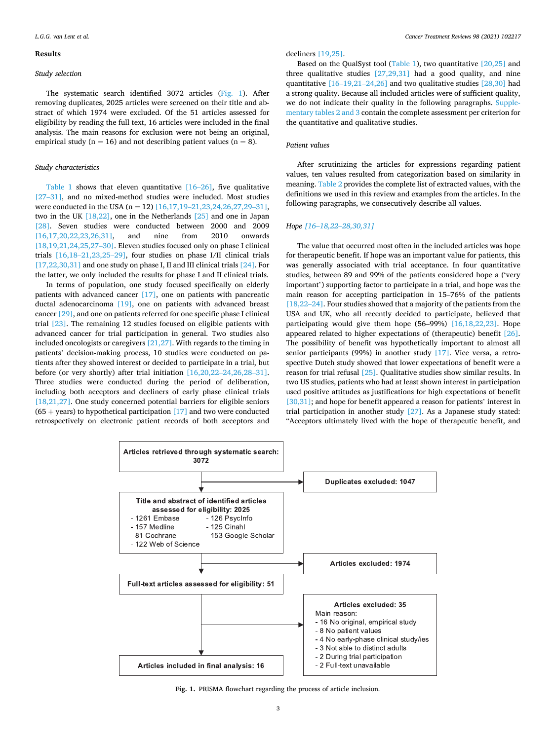## Results

### Study selection

The systematic search identified 3072 articles (Fig. 1). After removing duplicates, 2025 articles were screened on their title and abstract of which 1974 were excluded. Of the 51 articles assessed for eligibility by reading the full text, 16 articles were included in the final analysis. The main reasons for exclusion were not being an original, empirical study (n = 16) and not describing patient values (n = 8).

### Study characteristics

Table 1 shows that eleven quantitative [16–26], five qualitative [27–31], and no mixed-method studies were included. Most studies were conducted in the USA (n = 12) [16,17,19–21,23,24,26,27,29–31], two in the UK [18,22], one in the Netherlands [25] and one in Japan [28]. Seven studies were conducted between 2000 and 2009 [16,17,20,22,23,26,31], and nine from 2010 onwards [18,19,21,24,25,27–30]. Eleven studies focused only on phase I clinical trials [16,18–21,23,25–29], four studies on phase I/II clinical trials [17,22,30,31] and one study on phase I, II and III clinical trials [24]. For the latter, we only included the results for phase I and II clinical trials.

In terms of population, one study focused specifically on elderly patients with advanced cancer [17], one on patients with pancreatic ductal adenocarcinoma [19], one on patients with advanced breast cancer [29], and one on patients referred for one specific phase I clinical trial [23]. The remaining 12 studies focused on eligible patients with advanced cancer for trial participation in general. Two studies also included oncologists or caregivers [21,27]. With regards to the timing in patients' decision-making process, 10 studies were conducted on patients after they showed interest or decided to participate in a trial, but before (or very shortly) after trial initiation [16,20,22–24,26,28–31]. Three studies were conducted during the period of deliberation, including both acceptors and decliners of early phase clinical trials [18,21,27]. One study concerned potential barriers for eligible seniors (65 + years) to hypothetical participation [17] and two were conducted retrospectively on electronic patient records of both acceptors and decliners [19,25].

Based on the QualSyst tool (Table 1), two quantitative [20,25] and three qualitative studies [27,29,31] had a good quality, and nine quantitative [16–19,21–24,26] and two qualitative studies [28,30] had a strong quality. Because all included articles were of sufficient quality, we do not indicate their quality in the following paragraphs. Supplementary tables 2 and 3 contain the complete assessment per criterion for the quantitative and qualitative studies.

### Patient values

After scrutinizing the articles for expressions regarding patient values, ten values resulted from categorization based on similarity in meaning. Table 2 provides the complete list of extracted values, with the definitions we used in this review and examples from the articles. In the following paragraphs, we consecutively describe all values.

### Hope [16–18,22–28,30,31]

The value that occurred most often in the included articles was hope for therapeutic benefit. If hope was an important value for patients, this was generally associated with trial acceptance. In four quantitative studies, between 89 and 99% of the patients considered hope a ('very important') supporting factor to participate in a trial, and hope was the main reason for accepting participation in 15–76% of the patients [18,22–24]. Four studies showed that a majority of the patients from the USA and UK, who all recently decided to participate, believed that participating would give them hope (56–99%) [16,18,22,23]. Hope appeared related to higher expectations of (therapeutic) benefit [26]. The possibility of benefit was hypothetically important to almost all senior participants (99%) in another study [17]. Vice versa, a retrospective Dutch study showed that lower expectations of benefit were a reason for trial refusal [25]. Qualitative studies show similar results. In two US studies, patients who had at least shown interest in participation used positive attitudes as justifications for high expectations of benefit [30,31]; and hope for benefit appeared a reason for patients' interest in trial participation in another study [27]. As a Japanese study stated: "Acceptors ultimately lived with the hope of therapeutic benefit, and

**Articles retrieved through systematic search: 3072**

→ **Duplicates excluded: 1047**

**Title and abstract of identified articles assessed for eligibility: 2025**
- 1261 Embase
- 157 Medline
- 81 Cochrane
- 122 Web of Science
- 126 PsycInfo
- 125 Cinahl
- 153 Google Scholar

→ **Articles excluded: 1974**

**Full-text articles assessed for eligibility: 51**

→ **Articles excluded: 35**
Main reason:
- 16 No original, empirical study
- 8 No patient values
- 4 No early-phase clinical study/ies
- 3 Not able to distinct adults
- 2 During trial participation
- 2 Full-text unavailable

**Articles included in final analysis: 16**

**Fig. 1.** PRISMA flowchart regarding the process of article inclusion.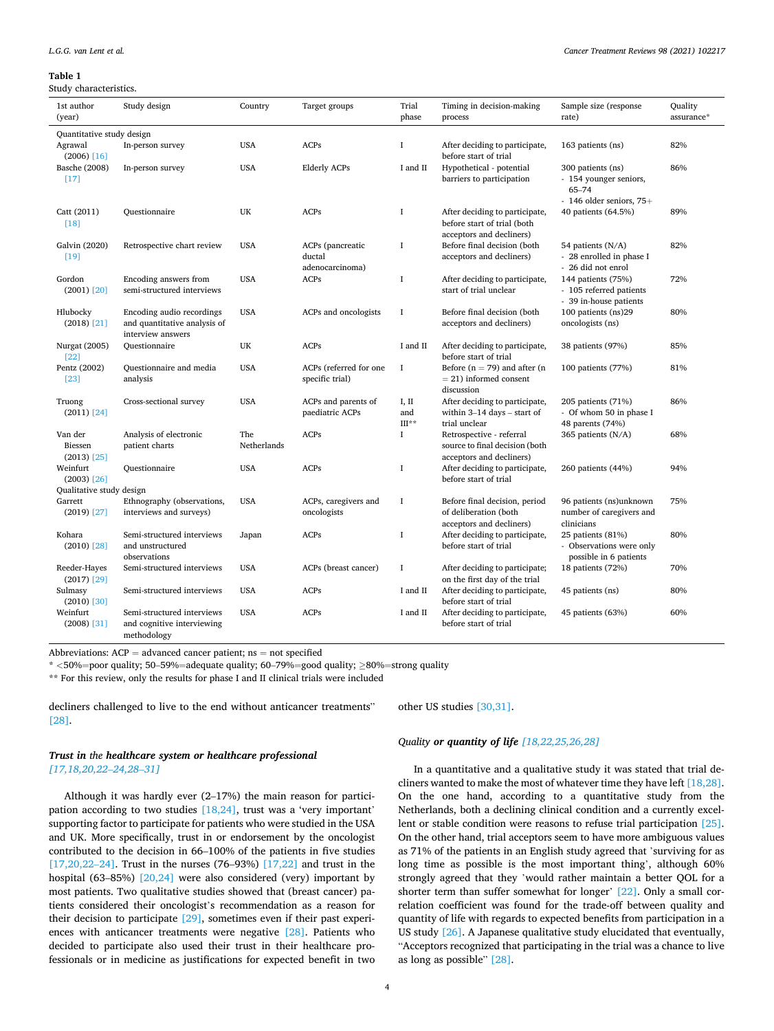**Table 1**
Study characteristics.

| 1st author (year) | Study design | Country | Target groups | Trial phase | Timing in decision-making process | Sample size (response rate) | Quality assurance* |
|---|---|---|---|---|---|---|---|
| *Quantitative study design* | | | | | | | |
| Agrawal (2006) [16] | In-person survey | USA | ACPs | I | After deciding to participate, before start of trial | 163 patients (ns) | 82% |
| Basche (2008) [17] | In-person survey | USA | Elderly ACPs | I and II | Hypothetical - potential barriers to participation | 300 patients (ns) - 154 younger seniors, 65–74 - 146 older seniors, 75+ | 86% |
| Catt (2011) [18] | Questionnaire | UK | ACPs | I | After deciding to participate, before start of trial (both acceptors and decliners) | 40 patients (64.5%) | 89% |
| Galvin (2020) [19] | Retrospective chart review | USA | ACPs (pancreatic ductal adenocarcinoma) | I | Before final decision (both acceptors and decliners) | 54 patients (N/A) - 28 enrolled in phase I - 26 did not enrol | 82% |
| Gordon (2001) [20] | Encoding answers from semi-structured interviews | USA | ACPs | I | After deciding to participate, start of trial unclear | 144 patients (75%) - 105 referred patients - 39 in-house patients | 72% |
| Hlubocky (2018) [21] | Encoding audio recordings and quantitative analysis of interview answers | USA | ACPs and oncologists | I | Before final decision (both acceptors and decliners) | 100 patients (ns)29 oncologists (ns) | 80% |
| Nurgat (2005) [22] | Questionnaire | UK | ACPs | I and II | After deciding to participate, before start of trial | 38 patients (97%) | 85% |
| Pentz (2002) [23] | Questionnaire and media analysis | USA | ACPs (referred for one specific trial) | I | Before (n = 79) and after (n = 21) informed consent discussion | 100 patients (77%) | 81% |
| Truong (2011) [24] | Cross-sectional survey | USA | ACPs and parents of paediatric ACPs | I, II and III** | After deciding to participate, within 3–14 days – start of trial unclear | 205 patients (71%) - Of whom 50 in phase I 48 parents (74%) | 86% |
| Van der Biessen (2013) [25] | Analysis of electronic patient charts | The Netherlands | ACPs | I | Retrospective - referral source to final decision (both acceptors and decliners) | 365 patients (N/A) | 68% |
| Weinfurt (2003) [26] | Questionnaire | USA | ACPs | I | After deciding to participate, before start of trial | 260 patients (44%) | 94% |
| *Qualitative study design* | | | | | | | |
| Garrett (2019) [27] | Ethnography (observations, interviews and surveys) | USA | ACPs, caregivers and oncologists | I | Before final decision, period of deliberation (both acceptors and decliners) | 96 patients (ns)unknown number of caregivers and clinicians | 75% |
| Kohara (2010) [28] | Semi-structured interviews and unstructured observations | Japan | ACPs | I | After deciding to participate, before start of trial | 25 patients (81%) - Observations were only possible in 6 patients | 80% |
| Reeder-Hayes (2017) [29] | Semi-structured interviews | USA | ACPs (breast cancer) | I | After deciding to participate; on the first day of the trial | 18 patients (72%) | 70% |
| Sulmasy (2010) [30] | Semi-structured interviews | USA | ACPs | I and II | After deciding to participate, before start of trial | 45 patients (ns) | 80% |
| Weinfurt (2008) [31] | Semi-structured interviews and cognitive interviewing methodology | USA | ACPs | I and II | After deciding to participate, before start of trial | 45 patients (63%) | 60% |

Abbreviations: ACP = advanced cancer patient; ns = not specified
\* <50%=poor quality; 50–59%=adequate quality; 60–79%=good quality; ≥80%=strong quality
\*\* For this review, only the results for phase I and II clinical trials were included

decliners challenged to live to the end without anticancer treatments" [28].

### *Trust in* the *healthcare system or healthcare professional* [17,18,20,22–24,28–31]

Although it was hardly ever (2–17%) the main reason for participation according to two studies [18,24], trust was a 'very important' supporting factor to participate for patients who were studied in the USA and UK. More specifically, trust in or endorsement by the oncologist contributed to the decision in 66–100% of the patients in five studies [17,20,22–24]. Trust in the nurses (76–93%) [17,22] and trust in the hospital (63–85%) [20,24] were also considered (very) important by most patients. Two qualitative studies showed that (breast cancer) patients considered their oncologist's recommendation as a reason for their decision to participate [29], sometimes even if their past experiences with anticancer treatments were negative [28]. Patients who decided to participate also used their trust in their healthcare professionals or in medicine as justifications for expected benefit in two other US studies [30,31].

### *Quality* or *quantity of life* [18,22,25,26,28]

In a quantitative and a qualitative study it was stated that trial decliners wanted to make the most of whatever time they have left [18,28]. On the one hand, according to a quantitative study from the Netherlands, both a declining clinical condition and a currently excellent or stable condition were reasons to refuse trial participation [25]. On the other hand, trial acceptors seem to have more ambiguous values as 71% of the patients in an English study agreed that 'surviving for as long time as possible is the most important thing', although 60% strongly agreed that they 'would rather maintain a better QOL for a shorter term than suffer somewhat for longer' [22]. Only a small correlation coefficient was found for the trade-off between quality and quantity of life with regards to expected benefits from participation in a US study [26]. A Japanese qualitative study elucidated that eventually, "Acceptors recognized that participating in the trial was a chance to live as long as possible" [28].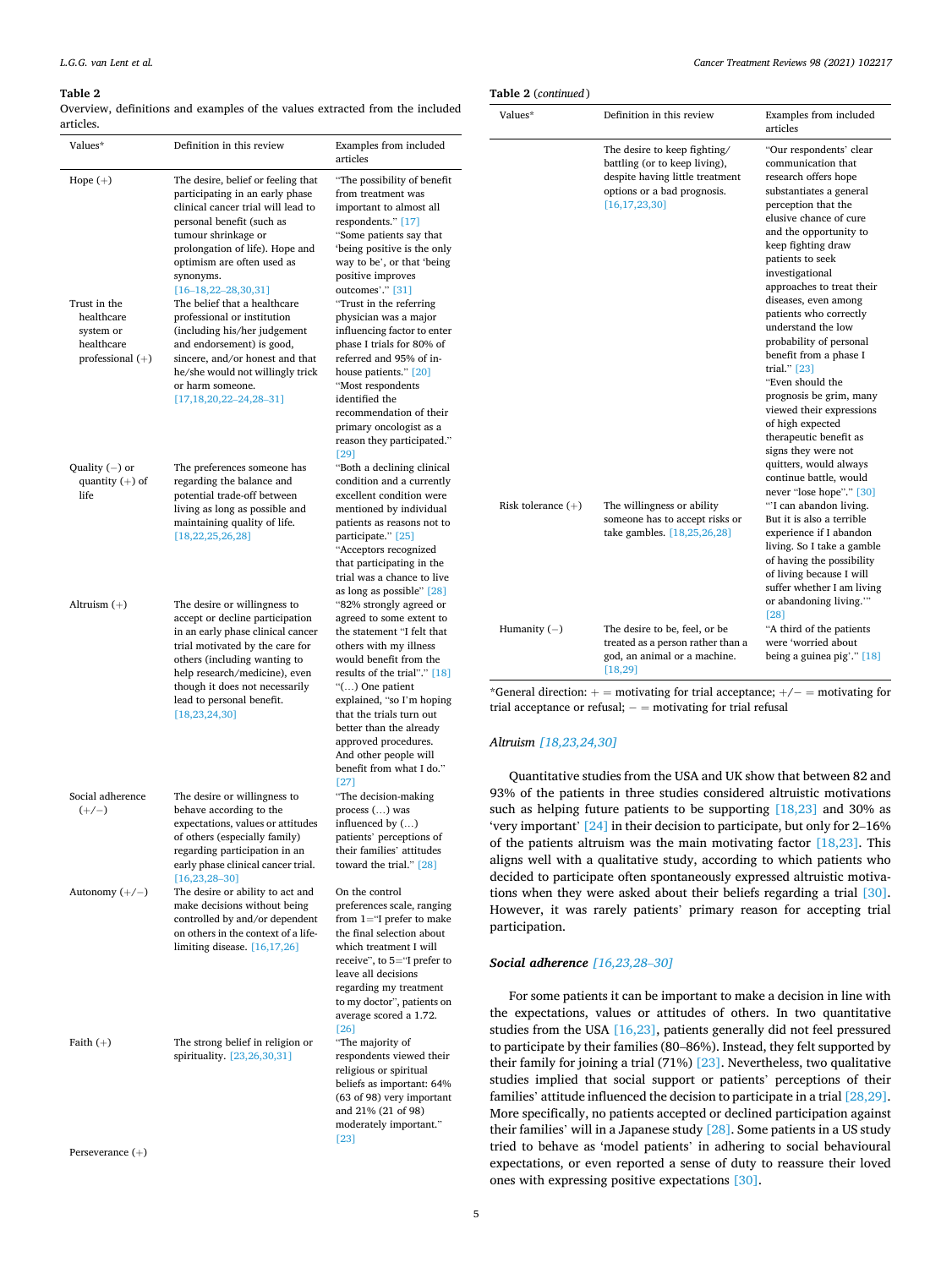**Table 2**
Overview, definitions and examples of the values extracted from the included articles.

| Values* | Definition in this review | Examples from included articles |
|---|---|---|
| Hope (+) | The desire, belief or feeling that participating in an early phase clinical cancer trial will lead to personal benefit (such as tumour shrinkage or prolongation of life). Hope and optimism are often used as synonyms. [16–18,22–28,30,31] | "The possibility of benefit from treatment was important to almost all respondents." [17] "Some patients say that 'being positive is the only way to be', or that 'being positive improves outcomes'." [31] |
| Trust in the healthcare system or healthcare professional (+) | The belief that a healthcare professional or institution (including his/her judgement and endorsement) is good, sincere, and/or honest and that he/she would not willingly trick or harm someone. [17,18,20,22–24,28–31] | "Trust in the referring physician was a major influencing factor to enter phase I trials for 80% of referred and 95% of in-house patients." [20] "Most respondents identified the recommendation of their primary oncologist as a reason they participated." [29] |
| Quality (−) or quantity (+) of life | The preferences someone has regarding the balance and potential trade-off between living as long as possible and maintaining quality of life. [18,22,25,26,28] | "Both a declining clinical condition and a currently excellent condition were mentioned by individual patients as reasons not to participate." [25] "Acceptors recognized that participating in the trial was a chance to live as long as possible" [28] |
| Altruism (+) | The desire or willingness to accept or decline participation in an early phase clinical cancer trial motivated by the care for others (including wanting to help research/medicine), even though it does not necessarily lead to personal benefit. [18,23,24,30] | "82% strongly agreed or agreed to some extent to the statement "I felt that others with my illness would benefit from the results of the trial"." [18] "(…) One patient explained, "so I'm hoping that the trials turn out better than the already approved procedures. And other people will benefit from what I do." [27] |
| Social adherence (+/−) | The desire or willingness to behave according to the expectations, values or attitudes of others (especially family) regarding participation in an early phase clinical cancer trial. [16,23,28–30] | "The decision-making process (…) was influenced by (…) patients' perceptions of their families' attitudes toward the trial." [28] |
| Autonomy (+/−) | The desire or ability to act and make decisions without being controlled by and/or dependent on others in the context of a life-limiting disease. [16,17,26] | On the control preferences scale, ranging from 1="I prefer to make the final selection about which treatment I will receive", to 5="I prefer to leave all decisions regarding my treatment to my doctor", patients on average scored a 1.72. [26] |
| Faith (+) | The strong belief in religion or spirituality. [23,26,30,31] | "The majority of respondents viewed their religious or spiritual beliefs as important: 64% (63 of 98) very important and 21% (21 of 98) moderately important." [23] |
| Perseverance (+) | The desire to keep fighting/battling (or to keep living), despite having little treatment options or a bad prognosis. [16,17,23,30] | "Our respondents' clear communication that research offers hope substantiates a general perception that the elusive chance of cure and the opportunity to keep fighting draw patients to seek investigational approaches to treat their diseases, even among patients who correctly understand the low probability of personal benefit from a phase I trial." [23] "Even should the prognosis be grim, many viewed their expressions of high expected therapeutic benefit as signs they were not quitters, would always continue battle, would never "lose hope"." [30] |
| Risk tolerance (+) | The willingness or ability someone has to accept risks or take gambles. [18,25,26,28] | "'I can abandon living. But it is also a terrible experience if I abandon living. So I take a gamble of having the possibility of living because I will suffer whether I am living or abandoning living.'" [28] |
| Humanity (−) | The desire to be, feel, or be treated as a person rather than a god, an animal or a machine. [18,29] | "A third of the patients were 'worried about being a guinea pig'." [18] |

*General direction: + = motivating for trial acceptance; +/− = motivating for trial acceptance or refusal; − = motivating for trial refusal

*Altruism* [18,23,24,30]

Quantitative studies from the USA and UK show that between 82 and 93% of the patients in three studies considered altruistic motivations such as helping future patients to be supporting [18,23] and 30% as 'very important' [24] in their decision to participate, but only for 2–16% of the patients altruism was the main motivating factor [18,23]. This aligns well with a qualitative study, according to which patients who decided to participate often spontaneously expressed altruistic motivations when they were asked about their beliefs regarding a trial [30]. However, it was rarely patients' primary reason for accepting trial participation.

***Social adherence*** [16,23,28–30]

For some patients it can be important to make a decision in line with the expectations, values or attitudes of others. In two quantitative studies from the USA [16,23], patients generally did not feel pressured to participate by their families (80–86%). Instead, they felt supported by their family for joining a trial (71%) [23]. Nevertheless, two qualitative studies implied that social support or patients' perceptions of their families' attitude influenced the decision to participate in a trial [28,29]. More specifically, no patients accepted or declined participation against their families' will in a Japanese study [28]. Some patients in a US study tried to behave as 'model patients' in adhering to social behavioural expectations, or even reported a sense of duty to reassure their loved ones with expressing positive expectations [30].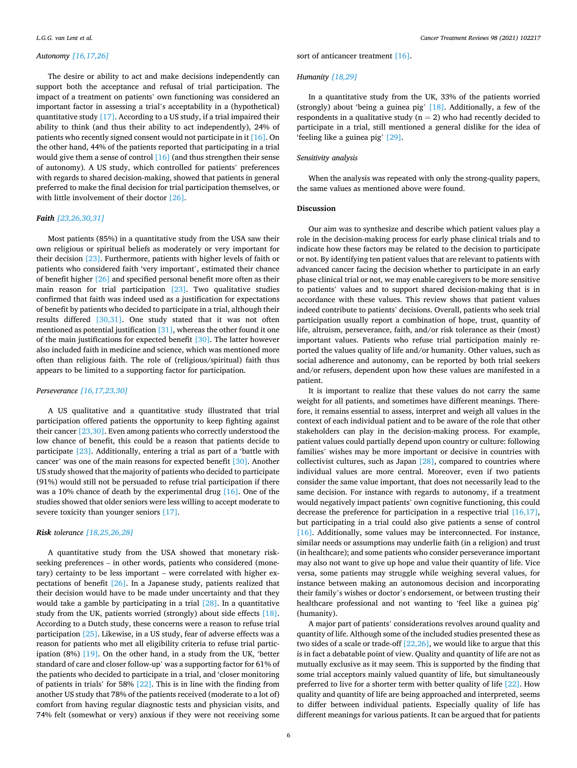*Autonomy [16,17,26]*

The desire or ability to act and make decisions independently can support both the acceptance and refusal of trial participation. The impact of a treatment on patients' own functioning was considered an important factor in assessing a trial's acceptability in a (hypothetical) quantitative study [17]. According to a US study, if a trial impaired their ability to think (and thus their ability to act independently), 24% of patients who recently signed consent would not participate in it [16]. On the other hand, 44% of the patients reported that participating in a trial would give them a sense of control [16] (and thus strengthen their sense of autonomy). A US study, which controlled for patients' preferences with regards to shared decision-making, showed that patients in general preferred to make the final decision for trial participation themselves, or with little involvement of their doctor [26].

***Faith** [23,26,30,31]*

Most patients (85%) in a quantitative study from the USA saw their own religious or spiritual beliefs as moderately or very important for their decision [23]. Furthermore, patients with higher levels of faith or patients who considered faith 'very important', estimated their chance of benefit higher [26] and specified personal benefit more often as their main reason for trial participation [23]. Two qualitative studies confirmed that faith was indeed used as a justification for expectations of benefit by patients who decided to participate in a trial, although their results differed [30,31]. One study stated that it was not often mentioned as potential justification [31], whereas the other found it one of the main justifications for expected benefit [30]. The latter however also included faith in medicine and science, which was mentioned more often than religious faith. The role of (religious/spiritual) faith thus appears to be limited to a supporting factor for participation.

*Perseverance [16,17,23,30]*

A US qualitative and a quantitative study illustrated that trial participation offered patients the opportunity to keep fighting against their cancer [23,30]. Even among patients who correctly understood the low chance of benefit, this could be a reason that patients decide to participate [23]. Additionally, entering a trial as part of a 'battle with cancer' was one of the main reasons for expected benefit [30]. Another US study showed that the majority of patients who decided to participate (91%) would still not be persuaded to refuse trial participation if there was a 10% chance of death by the experimental drug [16]. One of the studies showed that older seniors were less willing to accept moderate to severe toxicity than younger seniors [17].

***Risk** tolerance [18,25,26,28]*

A quantitative study from the USA showed that monetary risk-seeking preferences – in other words, patients who considered (monetary) certainty to be less important – were correlated with higher expectations of benefit [26]. In a Japanese study, patients realized that their decision would have to be made under uncertainty and that they would take a gamble by participating in a trial [28]. In a quantitative study from the UK, patients worried (strongly) about side effects [18]. According to a Dutch study, these concerns were a reason to refuse trial participation [25]. Likewise, in a US study, fear of adverse effects was a reason for patients who met all eligibility criteria to refuse trial participation (8%) [19]. On the other hand, in a study from the UK, 'better standard of care and closer follow-up' was a supporting factor for 61% of the patients who decided to participate in a trial, and 'closer monitoring of patients in trials' for 58% [22]. This is in line with the finding from another US study that 78% of the patients received (moderate to a lot of) comfort from having regular diagnostic tests and physician visits, and 74% felt (somewhat or very) anxious if they were not receiving some sort of anticancer treatment [16].

*Humanity [18,29]*

In a quantitative study from the UK, 33% of the patients worried (strongly) about 'being a guinea pig' [18]. Additionally, a few of the respondents in a qualitative study (n = 2) who had recently decided to participate in a trial, still mentioned a general dislike for the idea of 'feeling like a guinea pig' [29].

*Sensitivity analysis*

When the analysis was repeated with only the strong-quality papers, the same values as mentioned above were found.

## Discussion

Our aim was to synthesize and describe which patient values play a role in the decision-making process for early phase clinical trials and to indicate how these factors may be related to the decision to participate or not. By identifying ten patient values that are relevant to patients with advanced cancer facing the decision whether to participate in an early phase clinical trial or not, we may enable caregivers to be more sensitive to patients' values and to support shared decision-making that is in accordance with these values. This review shows that patient values indeed contribute to patients' decisions. Overall, patients who seek trial participation usually report a combination of hope, trust, quantity of life, altruism, perseverance, faith, and/or risk tolerance as their (most) important values. Patients who refuse trial participation mainly reported the values quality of life and/or humanity. Other values, such as social adherence and autonomy, can be reported by both trial seekers and/or refusers, dependent upon how these values are manifested in a patient.

It is important to realize that these values do not carry the same weight for all patients, and sometimes have different meanings. Therefore, it remains essential to assess, interpret and weigh all values in the context of each individual patient and to be aware of the role that other stakeholders can play in the decision-making process. For example, patient values could partially depend upon country or culture: following families' wishes may be more important or decisive in countries with collectivist cultures, such as Japan [28], compared to countries where individual values are more central. Moreover, even if two patients consider the same value important, that does not necessarily lead to the same decision. For instance with regards to autonomy, if a treatment would negatively impact patients' own cognitive functioning, this could decrease the preference for participation in a respective trial [16,17], but participating in a trial could also give patients a sense of control [16]. Additionally, some values may be interconnected. For instance, similar needs or assumptions may underlie faith (in a religion) and trust (in healthcare); and some patients who consider perseverance important may also not want to give up hope and value their quantity of life. Vice versa, some patients may struggle while weighing several values, for instance between making an autonomous decision and incorporating their family's wishes or doctor's endorsement, or between trusting their healthcare professional and not wanting to 'feel like a guinea pig' (humanity).

A major part of patients' considerations revolves around quality and quantity of life. Although some of the included studies presented these as two sides of a scale or trade-off [22,26], we would like to argue that this is in fact a debatable point of view. Quality and quantity of life are not as mutually exclusive as it may seem. This is supported by the finding that some trial acceptors mainly valued quantity of life, but simultaneously preferred to live for a shorter term with better quality of life [22]. How quality and quantity of life are being approached and interpreted, seems to differ between individual patients. Especially quality of life has different meanings for various patients. It can be argued that for patients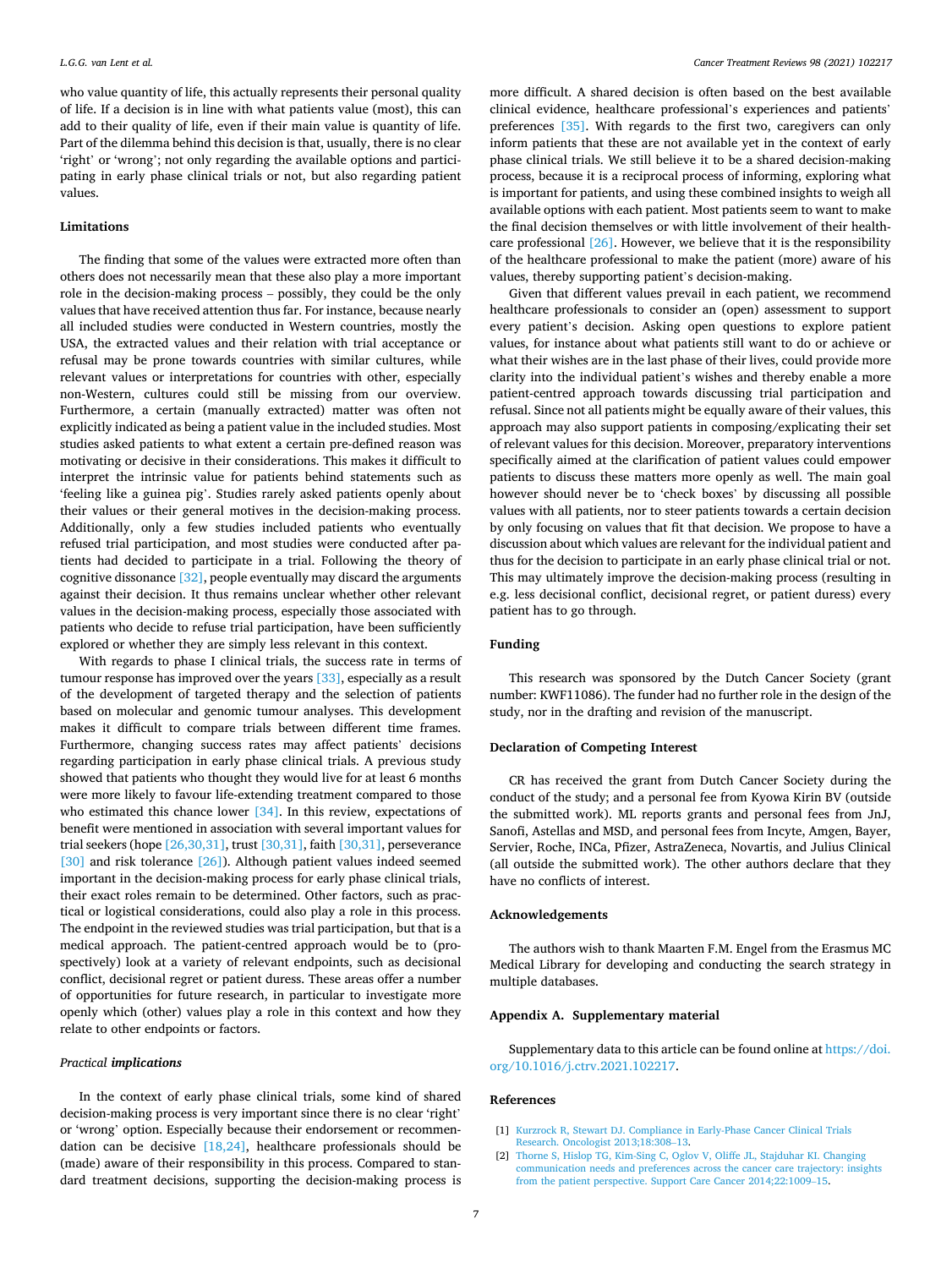who value quantity of life, this actually represents their personal quality of life. If a decision is in line with what patients value (most), this can add to their quality of life, even if their main value is quantity of life. Part of the dilemma behind this decision is that, usually, there is no clear 'right' or 'wrong'; not only regarding the available options and participating in early phase clinical trials or not, but also regarding patient values.

#### Limitations

The finding that some of the values were extracted more often than others does not necessarily mean that these also play a more important role in the decision-making process – possibly, they could be the only values that have received attention thus far. For instance, because nearly all included studies were conducted in Western countries, mostly the USA, the extracted values and their relation with trial acceptance or refusal may be prone towards countries with similar cultures, while relevant values or interpretations for countries with other, especially non-Western, cultures could still be missing from our overview. Furthermore, a certain (manually extracted) matter was often not explicitly indicated as being a patient value in the included studies. Most studies asked patients to what extent a certain pre-defined reason was motivating or decisive in their considerations. This makes it difficult to interpret the intrinsic value for patients behind statements such as 'feeling like a guinea pig'. Studies rarely asked patients openly about their values or their general motives in the decision-making process. Additionally, only a few studies included patients who eventually refused trial participation, and most studies were conducted after patients had decided to participate in a trial. Following the theory of cognitive dissonance [32], people eventually may discard the arguments against their decision. It thus remains unclear whether other relevant values in the decision-making process, especially those associated with patients who decide to refuse trial participation, have been sufficiently explored or whether they are simply less relevant in this context.

With regards to phase I clinical trials, the success rate in terms of tumour response has improved over the years [33], especially as a result of the development of targeted therapy and the selection of patients based on molecular and genomic tumour analyses. This development makes it difficult to compare trials between different time frames. Furthermore, changing success rates may affect patients' decisions regarding participation in early phase clinical trials. A previous study showed that patients who thought they would live for at least 6 months were more likely to favour life-extending treatment compared to those who estimated this chance lower [34]. In this review, expectations of benefit were mentioned in association with several important values for trial seekers (hope [26,30,31], trust [30,31], faith [30,31], perseverance [30] and risk tolerance [26]). Although patient values indeed seemed important in the decision-making process for early phase clinical trials, their exact roles remain to be determined. Other factors, such as practical or logistical considerations, could also play a role in this process. The endpoint in the reviewed studies was trial participation, but that is a medical approach. The patient-centred approach would be to (prospectively) look at a variety of relevant endpoints, such as decisional conflict, decisional regret or patient duress. These areas offer a number of opportunities for future research, in particular to investigate more openly which (other) values play a role in this context and how they relate to other endpoints or factors.

#### *Practical* **implications**

In the context of early phase clinical trials, some kind of shared decision-making process is very important since there is no clear 'right' or 'wrong' option. Especially because their endorsement or recommendation can be decisive [18,24], healthcare professionals should be (made) aware of their responsibility in this process. Compared to standard treatment decisions, supporting the decision-making process is more difficult. A shared decision is often based on the best available clinical evidence, healthcare professional's experiences and patients' preferences [35]. With regards to the first two, caregivers can only inform patients that these are not available yet in the context of early phase clinical trials. We still believe it to be a shared decision-making process, because it is a reciprocal process of informing, exploring what is important for patients, and using these combined insights to weigh all available options with each patient. Most patients seem to want to make the final decision themselves or with little involvement of their healthcare professional [26]. However, we believe that it is the responsibility of the healthcare professional to make the patient (more) aware of his values, thereby supporting patient's decision-making.

Given that different values prevail in each patient, we recommend healthcare professionals to consider an (open) assessment to support every patient's decision. Asking open questions to explore patient values, for instance about what patients still want to do or achieve or what their wishes are in the last phase of their lives, could provide more clarity into the individual patient's wishes and thereby enable a more patient-centred approach towards discussing trial participation and refusal. Since not all patients might be equally aware of their values, this approach may also support patients in composing/explicating their set of relevant values for this decision. Moreover, preparatory interventions specifically aimed at the clarification of patient values could empower patients to discuss these matters more openly as well. The main goal however should never be to 'check boxes' by discussing all possible values with all patients, nor to steer patients towards a certain decision by only focusing on values that fit that decision. We propose to have a discussion about which values are relevant for the individual patient and thus for the decision to participate in an early phase clinical trial or not. This may ultimately improve the decision-making process (resulting in e.g. less decisional conflict, decisional regret, or patient duress) every patient has to go through.

### Funding

This research was sponsored by the Dutch Cancer Society (grant number: KWF11086). The funder had no further role in the design of the study, nor in the drafting and revision of the manuscript.

### Declaration of Competing Interest

CR has received the grant from Dutch Cancer Society during the conduct of the study; and a personal fee from Kyowa Kirin BV (outside the submitted work). ML reports grants and personal fees from JnJ, Sanofi, Astellas and MSD, and personal fees from Incyte, Amgen, Bayer, Servier, Roche, INCa, Pfizer, AstraZeneca, Novartis, and Julius Clinical (all outside the submitted work). The other authors declare that they have no conflicts of interest.

### Acknowledgements

The authors wish to thank Maarten F.M. Engel from the Erasmus MC Medical Library for developing and conducting the search strategy in multiple databases.

### Appendix A. Supplementary material

Supplementary data to this article can be found online at https://doi.org/10.1016/j.ctrv.2021.102217.

### References

[1] Kurzrock R, Stewart DJ. Compliance in Early-Phase Cancer Clinical Trials Research. Oncologist 2013;18:308–13.

[2] Thorne S, Hislop TG, Kim-Sing C, Oglov V, Oliffe JL, Stajduhar KI. Changing communication needs and preferences across the cancer care trajectory: insights from the patient perspective. Support Care Cancer 2014;22:1009–15.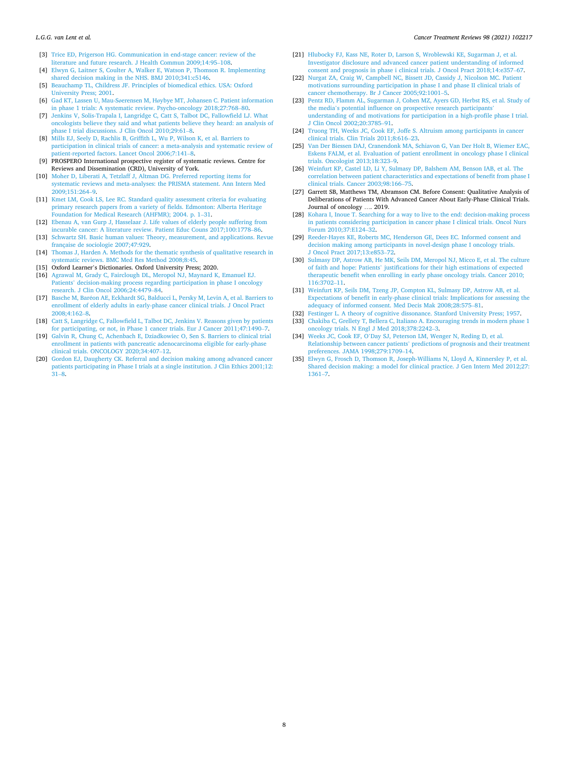[3] Trice ED, Prigerson HG. Communication in end-stage cancer: review of the literature and future research. J Health Commun 2009;14:95–108.

[4] Elwyn G, Laitner S, Coulter A, Walker E, Watson P, Thomson R. Implementing shared decision making in the NHS. BMJ 2010;341:c5146.

[5] Beauchamp TL, Childress JF. Principles of biomedical ethics. USA: Oxford University Press; 2001.

[6] Gad KT, Lassen U, Mau-Søerensen M, Høybye MT, Johansen C. Patient information in phase 1 trials: A systematic review. Psycho-oncology 2018;27:768–80.

[7] Jenkins V, Solis-Trapala I, Langridge C, Catt S, Talbot DC, Fallowfield LJ. What oncologists believe they said and what patients believe they heard: an analysis of phase I trial discussions. J Clin Oncol 2010;29:61–8.

[8] Mills EJ, Seely D, Rachlis B, Griffith L, Wu P, Wilson K, et al. Barriers to participation in clinical trials of cancer: a meta-analysis and systematic review of patient-reported factors. Lancet Oncol 2006;7:141–8.

[9] PROSPERO International prospective register of systematic reviews. Centre for Reviews and Dissemination (CRD), University of York.

[10] Moher D, Liberati A, Tetzlaff J, Altman DG. Preferred reporting items for systematic reviews and meta-analyses: the PRISMA statement. Ann Intern Med 2009;151:264–9.

[11] Kmet LM, Cook LS, Lee RC. Standard quality assessment criteria for evaluating primary research papers from a variety of fields. Edmonton: Alberta Heritage Foundation for Medical Research (AHFMR); 2004. p. 1–31.

[12] Ebenau A, van Gurp J, Hasselaar J. Life values of elderly people suffering from incurable cancer: A literature review. Patient Educ Couns 2017;100:1778–86.

[13] Schwartz SH. Basic human values: Theory, measurement, and applications. Revue française de sociologie 2007;47:929.

[14] Thomas J, Harden A. Methods for the thematic synthesis of qualitative research in systematic reviews. BMC Med Res Method 2008;8:45.

[15] Oxford Learner's Dictionaries. Oxford University Press; 2020.

[16] Agrawal M, Grady C, Fairclough DL, Meropol NJ, Maynard K, Emanuel EJ. Patients' decision-making process regarding participation in phase I oncology research. J Clin Oncol 2006;24:4479–84.

[17] Basche M, Baréon AE, Eckhardt SG, Balducci L, Persky M, Levin A, et al. Barriers to enrollment of elderly adults in early-phase cancer clinical trials. J Oncol Pract 2008;4:162–8.

[18] Catt S, Langridge C, Fallowfield L, Talbot DC, Jenkins V. Reasons given by patients for participating, or not, in Phase 1 cancer trials. Eur J Cancer 2011;47:1490–7.

[19] Galvin R, Chung C, Achenbach E, Dziadkowiec O, Sen S. Barriers to clinical trial enrollment in patients with pancreatic adenocarcinoma eligible for early-phase clinical trials. ONCOLOGY 2020;34:407–12.

[20] Gordon EJ, Daugherty CK. Referral and decision making among advanced cancer patients participating in Phase I trials at a single institution. J Clin Ethics 2001;12:31–8.

[21] Hlubocky FJ, Kass NE, Roter D, Larson S, Wroblewski KE, Sugarman J, et al. Investigator disclosure and advanced cancer patient understanding of informed consent and prognosis in phase i clinical trials. J Oncol Pract 2018;14:e357–67.

[22] Nurgat ZA, Craig W, Campbell NC, Bissett JD, Cassidy J, Nicolson MC. Patient motivations surrounding participation in phase I and phase II clinical trials of cancer chemotherapy. Br J Cancer 2005;92:1001–5.

[23] Pentz RD, Flamm AL, Sugarman J, Cohen MZ, Ayers GD, Herbst RS, et al. Study of the media's potential influence on prospective research participants' understanding of and motivations for participation in a high-profile phase I trial. J Clin Oncol 2002;20:3785–91.

[24] Truong TH, Weeks JC, Cook EF, Joffe S. Altruism among participants in cancer clinical trials. Clin Trials 2011;8:616–23.

[25] Van Der Biessen DAJ, Cranendonk MA, Schiavon G, Van Der Holt B, Wiemer EAC, Eskens FALM, et al. Evaluation of patient enrollment in oncology phase I clinical trials. Oncologist 2013;18:323–9.

[26] Weinfurt KP, Castel LD, Li Y, Sulmasy DP, Balshem AM, Benson IAB, et al. The correlation between patient characteristics and expectations of benefit from phase I clinical trials. Cancer 2003;98:166–75.

[27] Garrett SB, Matthews TM, Abramson CM. Before Consent: Qualitative Analysis of Deliberations of Patients With Advanced Cancer About Early-Phase Clinical Trials. Journal of oncology …. 2019.

[28] Kohara I, Inoue T. Searching for a way to live to the end: decision-making process in patients considering participation in cancer phase I clinical trials. Oncol Nurs Forum 2010;37:E124–32.

[29] Reeder-Hayes KE, Roberts MC, Henderson GE, Dees EC. Informed consent and decision making among participants in novel-design phase I oncology trials. J Oncol Pract 2017;13:e853–72.

[30] Sulmasy DP, Astrow AB, He MK, Seils DM, Meropol NJ, Micco E, et al. The culture of faith and hope: Patients' justifications for their high estimations of expected therapeutic benefit when enrolling in early phase oncology trials. Cancer 2010;116:3702–11.

[31] Weinfurt KP, Seils DM, Tzeng JP, Compton KL, Sulmasy DP, Astrow AB, et al. Expectations of benefit in early-phase clinical trials: Implications for assessing the adequacy of informed consent. Med Decis Mak 2008;28:575–81.

[32] Festinger L. A theory of cognitive dissonance. Stanford University Press; 1957.

[33] Chakiba C, Grellety T, Bellera C, Italiano A. Encouraging trends in modern phase 1 oncology trials. N Engl J Med 2018;378:2242–3.

[34] Weeks JC, Cook EF, O'Day SJ, Peterson LM, Wenger N, Reding D, et al. Relationship between cancer patients' predictions of prognosis and their treatment preferences. JAMA 1998;279:1709–14.

[35] Elwyn G, Frosch D, Thomson R, Joseph-Williams N, Lloyd A, Kinnersley P, et al. Shared decision making: a model for clinical practice. J Gen Intern Med 2012;27:1361–7.